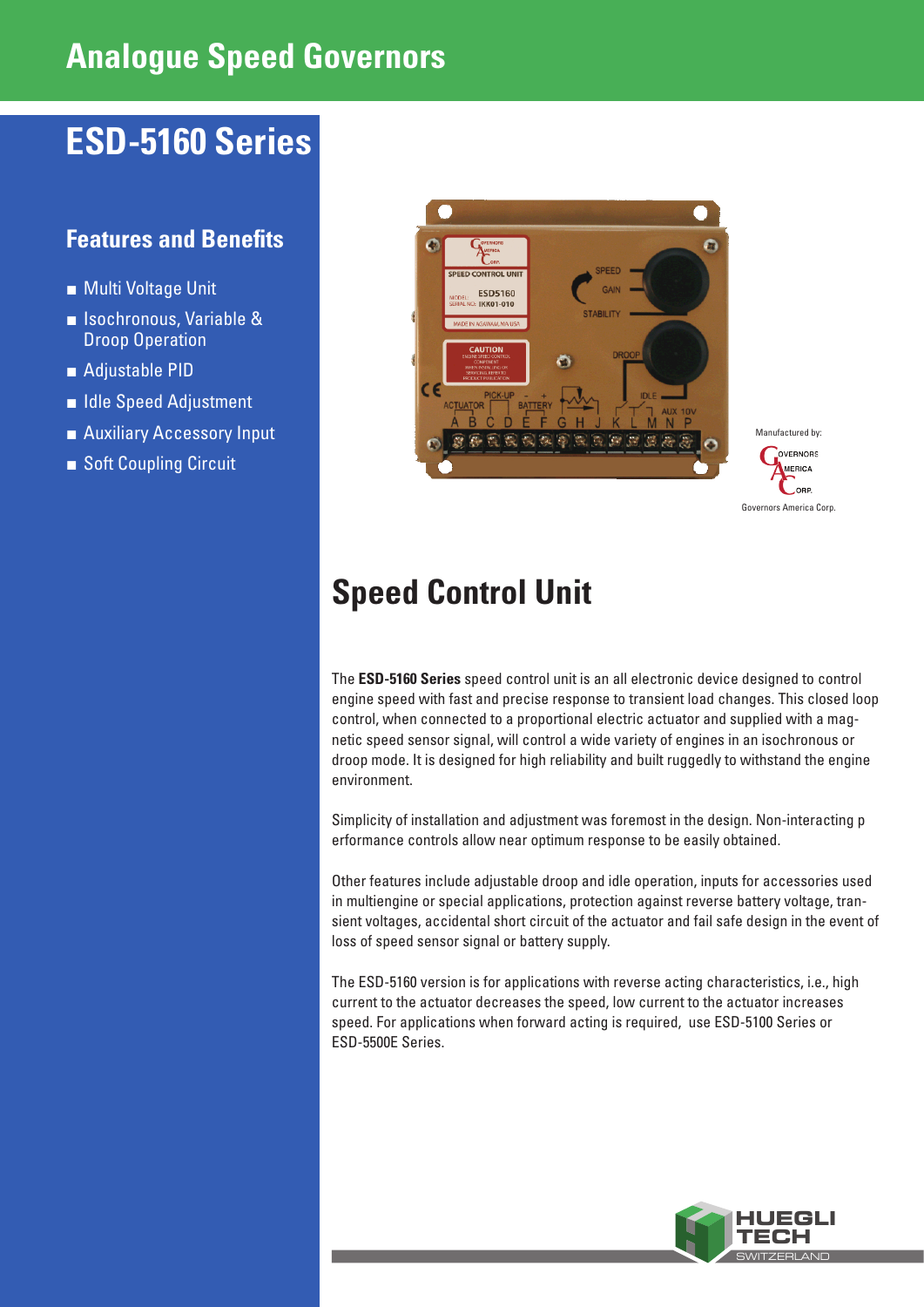# Analogue Speed Governors

## ESD-5160 Series

### Features and Benefits

- Multi Voltage Unit
- Isochronous, Variable & Droop Operation
- Adjustable PID
- Idle Speed Adjustment
- Auxiliary Accessory Input
- Soft Coupling Circuit

Manufactured by:

Governors America Corp.

## Speed Control Unit

The **ESD-5160 Series** speed control unit is an all electronic device designed to control engine speed with fast and precise response to transient load changes. This closed loop control, when connected to a proportional electric actuator and supplied with a magnetic speed sensor signal, will control a wide variety of engines in an isochronous or droop mode. It is designed for high reliability and built ruggedly to withstand the engine environment.

Simplicity of installation and adjustment was foremost in the design. Non-interacting p erformance controls allow near optimum response to be easily obtained.

Other features include adjustable droop and idle operation, inputs for accessories used in multiengine or special applications, protection against reverse battery voltage, transient voltages, accidental short circuit of the actuator and fail safe design in the event of loss of speed sensor signal or battery supply.

The ESD-5160 version is for applications with reverse acting characteristics, i.e., high current to the actuator decreases the speed, low current to the actuator increases speed. For applications when forward acting is required, use ESD-5100 Series or ESD-5500E Series.

HUEGLI TECH SWITZERLAND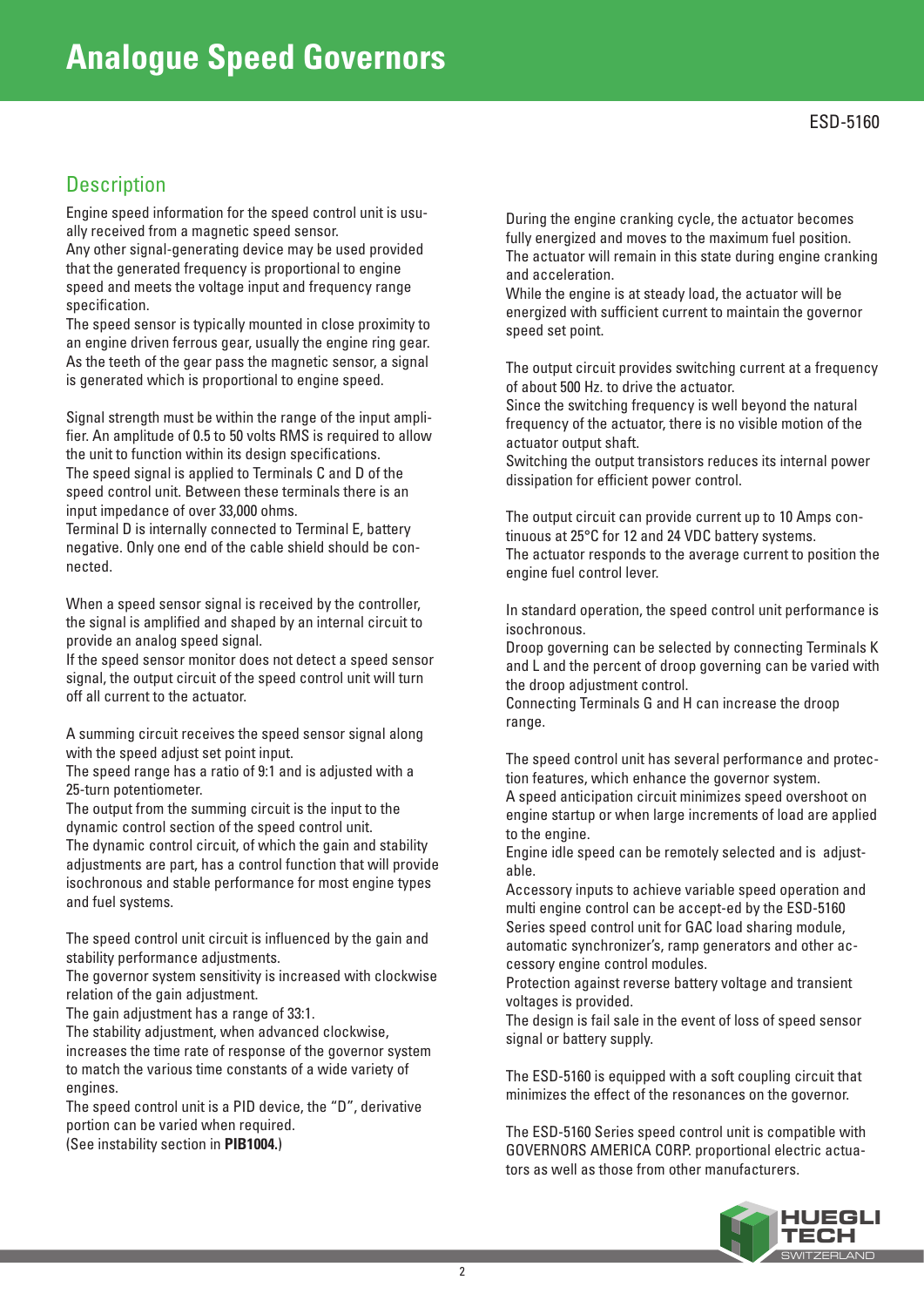# Analogue Speed Governors

ESD-5160

## Description

Engine speed information for the speed control unit is usually received from a magnetic speed sensor.
Any other signal-generating device may be used provided that the generated frequency is proportional to engine speed and meets the voltage input and frequency range specification.
The speed sensor is typically mounted in close proximity to an engine driven ferrous gear, usually the engine ring gear. As the teeth of the gear pass the magnetic sensor, a signal is generated which is proportional to engine speed.

Signal strength must be within the range of the input amplifier. An amplitude of 0.5 to 50 volts RMS is required to allow the unit to function within its design specifications.
The speed signal is applied to Terminals C and D of the speed control unit. Between these terminals there is an input impedance of over 33,000 ohms.
Terminal D is internally connected to Terminal E, battery negative. Only one end of the cable shield should be connected.

When a speed sensor signal is received by the controller, the signal is amplified and shaped by an internal circuit to provide an analog speed signal.
If the speed sensor monitor does not detect a speed sensor signal, the output circuit of the speed control unit will turn off all current to the actuator.

A summing circuit receives the speed sensor signal along with the speed adjust set point input.
The speed range has a ratio of 9:1 and is adjusted with a 25-turn potentiometer.
The output from the summing circuit is the input to the dynamic control section of the speed control unit.
The dynamic control circuit, of which the gain and stability adjustments are part, has a control function that will provide isochronous and stable performance for most engine types and fuel systems.

The speed control unit circuit is influenced by the gain and stability performance adjustments.
The governor system sensitivity is increased with clockwise relation of the gain adjustment.
The gain adjustment has a range of 33:1.
The stability adjustment, when advanced clockwise, increases the time rate of response of the governor system to match the various time constants of a wide variety of engines.
The speed control unit is a PID device, the "D", derivative portion can be varied when required.
(See instability section in **PIB1004.**)

During the engine cranking cycle, the actuator becomes fully energized and moves to the maximum fuel position. The actuator will remain in this state during engine cranking and acceleration.
While the engine is at steady load, the actuator will be energized with sufficient current to maintain the governor speed set point.

The output circuit provides switching current at a frequency of about 500 Hz. to drive the actuator.
Since the switching frequency is well beyond the natural frequency of the actuator, there is no visible motion of the actuator output shaft.
Switching the output transistors reduces its internal power dissipation for efficient power control.

The output circuit can provide current up to 10 Amps continuous at 25°C for 12 and 24 VDC battery systems.
The actuator responds to the average current to position the engine fuel control lever.

In standard operation, the speed control unit performance is isochronous.
Droop governing can be selected by connecting Terminals K and L and the percent of droop governing can be varied with the droop adjustment control.
Connecting Terminals G and H can increase the droop range.

The speed control unit has several performance and protection features, which enhance the governor system.
A speed anticipation circuit minimizes speed overshoot on engine startup or when large increments of load are applied to the engine.
Engine idle speed can be remotely selected and is adjustable.
Accessory inputs to achieve variable speed operation and multi engine control can be accept-ed by the ESD-5160 Series speed control unit for GAC load sharing module, automatic synchronizer's, ramp generators and other accessory engine control modules.
Protection against reverse battery voltage and transient voltages is provided.
The design is fail sale in the event of loss of speed sensor signal or battery supply.

The ESD-5160 is equipped with a soft coupling circuit that minimizes the effect of the resonances on the governor.

The ESD-5160 Series speed control unit is compatible with GOVERNORS AMERICA CORP. proportional electric actuators as well as those from other manufacturers.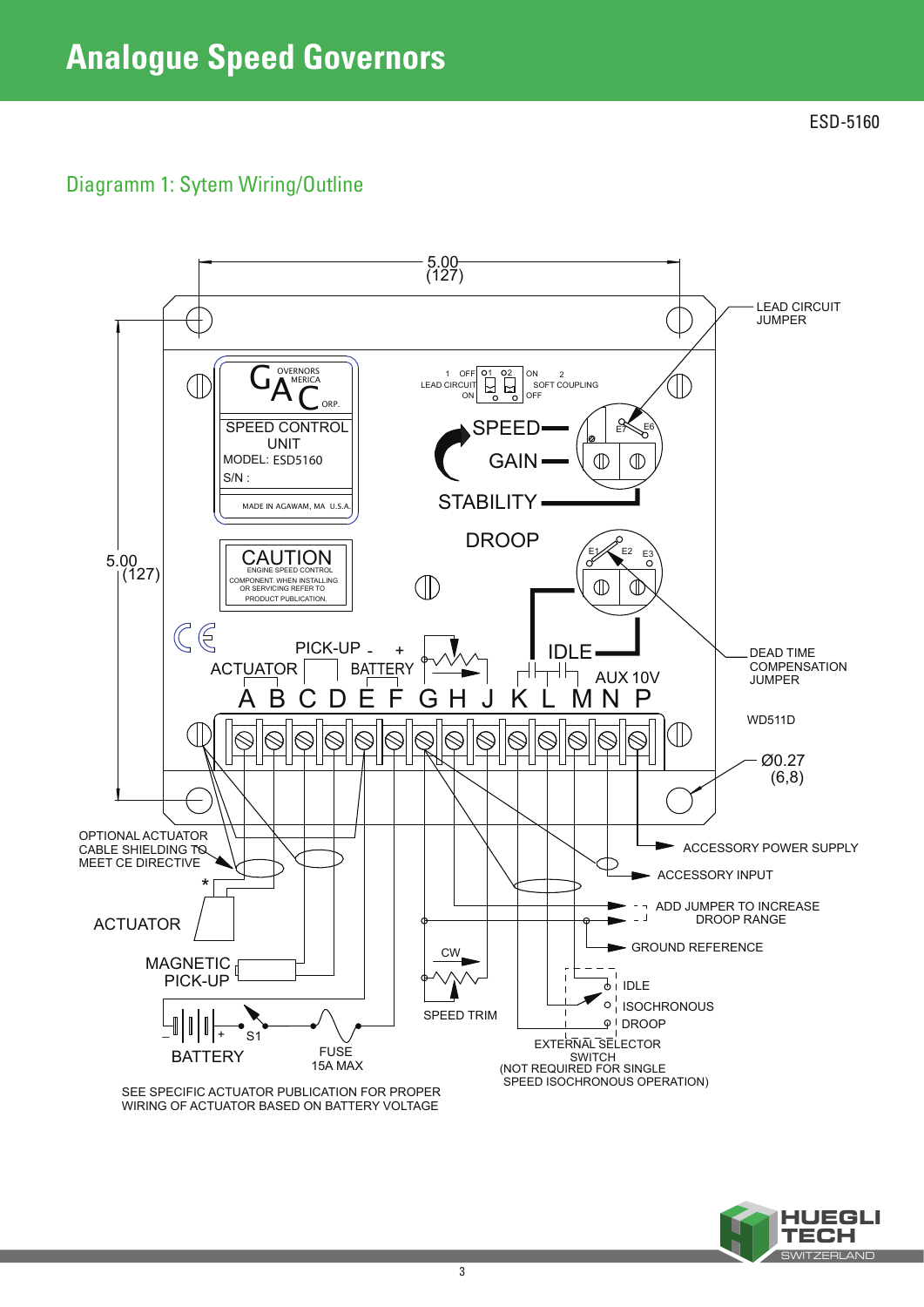# Analogue Speed Governors

ESD-5160

## Diagramm 1: Sytem Wiring/Outline

5.00 (127)

LEAD CIRCUIT JUMPER

1 OFF ON 2
LEAD CIRCUIT ON
SOFT COUPLING OFF

GOVERNORS AMERICA CORP.
SPEED CONTROL UNIT
MODEL: ESD5160
S/N :
MADE IN AGAWAM, MA U.S.A.

SPEED
GAIN
STABILITY
E7 E6

DROOP
E1 E2 E3

CAUTION
ENGINE SPEED CONTROL COMPONENT. WHEN INSTALLING OR SERVICING REFER TO PRODUCT PUBLICATION.

5.00 (127)

PICK-UP - +
ACTUATOR BATTERY
IDLE
AUX 10V
A B C D E F G H J K L M N P

DEAD TIME COMPENSATION JUMPER

WD511D

Ø0.27 (6,8)

OPTIONAL ACTUATOR CABLE SHIELDING TO MEET CE DIRECTIVE

ACCESSORY POWER SUPPLY

ACCESSORY INPUT

ADD JUMPER TO INCREASE DROOP RANGE

GROUND REFERENCE

ACTUATOR

MAGNETIC PICK-UP

CW

SPEED TRIM

IDLE
ISOCHRONOUS
DROOP

EXTERNAL SELECTOR SWITCH
(NOT REQUIRED FOR SINGLE SPEED ISOCHRONOUS OPERATION)

BATTERY
S1
FUSE 15A MAX

SEE SPECIFIC ACTUATOR PUBLICATION FOR PROPER WIRING OF ACTUATOR BASED ON BATTERY VOLTAGE

HUEGLI TECH SWITZERLAND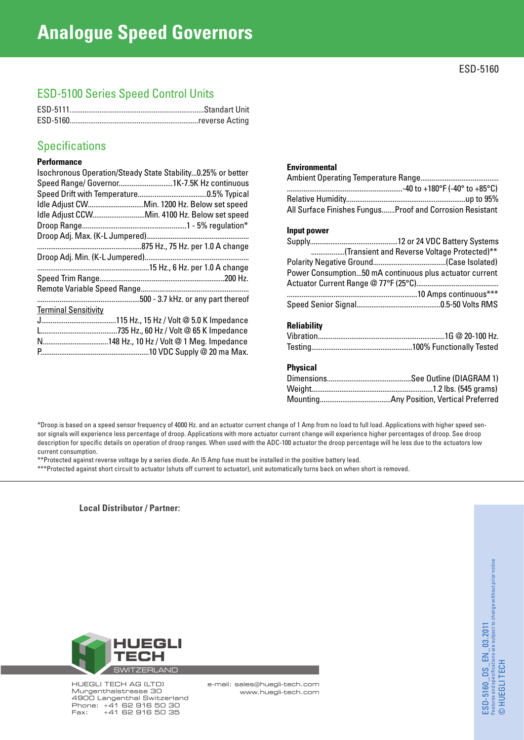# Analogue Speed Governors

ESD-5160

## ESD-5100 Series Speed Control Units

ESD-5111........................................................................Standart Unit
ESD-5160.....................................................................reverse Acting

## Specifications

**Performance**

Isochronous Operation/Steady State Stability...0.25% or better
Speed Range/ Governor.............................1K-7.5K Hz continuous
Speed Drift with Temperature.....................................0.5% Typical
Idle Adjust CW..............................Min. 1200 Hz. Below set speed
Idle Adjust CCW............................Min. 4100 Hz. Below set speed
Droop Range........................................................1 - 5% regulation*
Droop Adj. Max. (K-L Jumpered)........................................................
........................................................875 Hz., 75 Hz. per 1.0 A change
Droop Adj. Min. (K-L Jumpered)........................................................
...........................................................15 Hz., 6 Hz. per 1.0 A change
Speed Trim Range..................................................................200 Hz.
Remote Variable Speed Range..........................................................
.......................................................500 - 3.7 kHz. or any part thereof

Terminal Sensitivity

J........................................115 Hz., 15 Hz / Volt @ 5.0 K Impedance
L........................................735 Hz., 60 Hz / Volt @ 65 K Impedance
N..................................148 Hz., 10 Hz / Volt @ 1 Meg. Impedance
P.........................................................10 VDC Supply @ 20 ma Max.

**Environmental**

Ambient Operating Temperature Range..........................................
..............................................................-40 to +180°F (-40° to +85°C)
Relative Humidity................................................................up to 95%
All Surface Finishes Fungus.......Proof and Corrosion Resistant

**Input power**

Supply...............................................12 or 24 VDC Battery Systems
..................(Transient and Reverse Voltage Protected)**
Polarity Negative Ground.......................................(Case Isolated)
Power Consumption...50 mA continuous plus actuator current
Actuator Current Range @ 77°F (25°C)............................................
.....................................................................10 Amps continuous***
Speed Senior Signal.............................................0.5-50 Volts RMS

**Reliability**

Vibration....................................................................1G @ 20-100 Hz.
Testing......................................................100% Functionally Tested

**Physical**

Dimensions.............................................See Outline (DIAGRAM 1)
Weight.................................................................1.2 lbs. (545 grams)
Mounting......................................Any Position, Vertical Preferred

*Droop is based on a speed sensor frequency of 4000 Hz. and an actuator current change of 1 Amp from no load to full load. Applications with higher speed sensor signals will experience less percentage of droop. Applications with more actuator current change will experience higher percentages of droop. See droop description for specific details on operation of droop ranges. When used with the ADC-100 actuator the droop percentage will he less due to the actuators low current consumption.

**Protected against reverse voltage by a series diode. An I5 Amp fuse must be installed in the positive battery lead.

***Protected against short circuit to actuator (shuts off current to actuator), unit automatically turns back on when short is removed.

**Local Distributor / Partner:**

HUEGLI TECH
SWITZERLAND

HUEGLI TECH AG (LTD)
Murgenthalstrasse 30
4900 Langenthal Switzerland
Phone: +41 62 916 50 30
Fax: +41 62 916 50 35

e-mail: sales@huegli-tech.com
www.huegli-tech.com

ESD-5160_DS_EN_03.2011
Features and specifications are subject to change without prior notice
© HUEGLI TECH